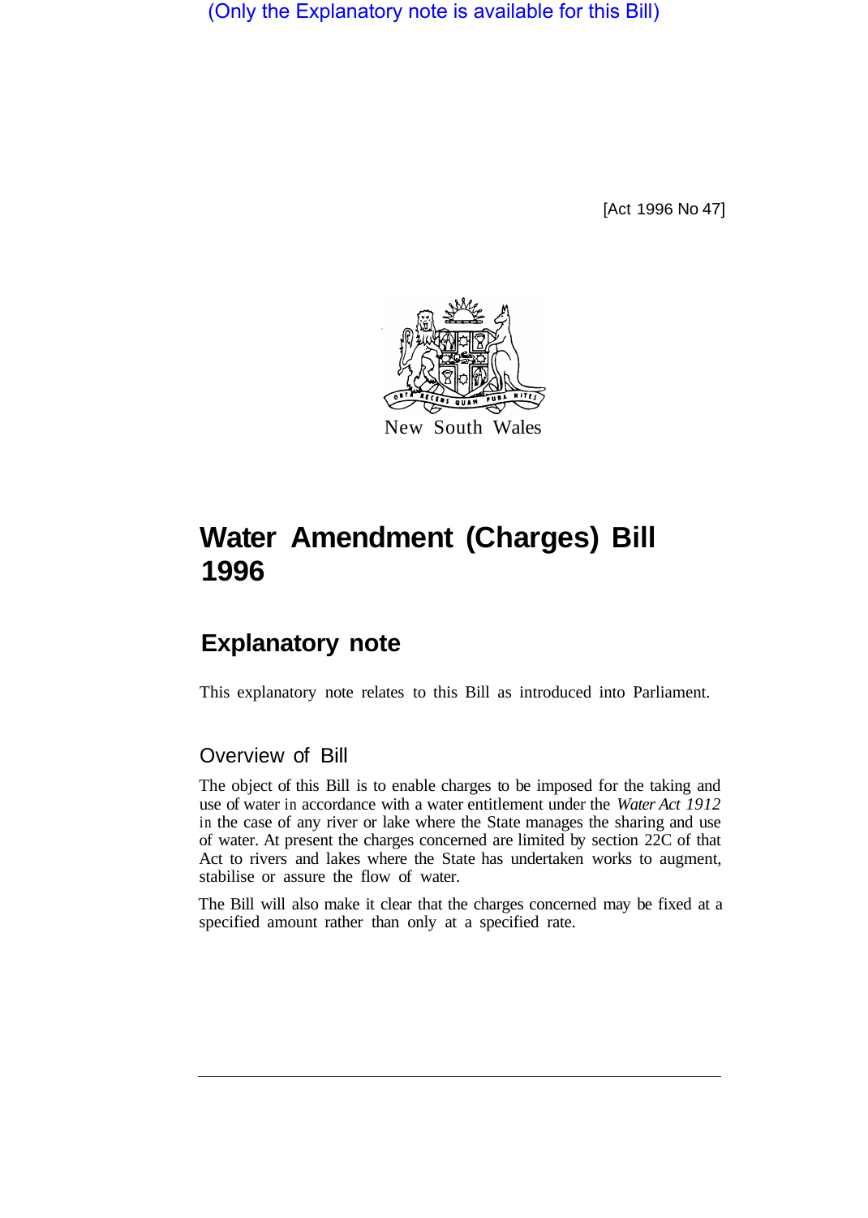(Only the Explanatory note is available for this Bill)

[Act 1996 No 47]

New South Wales

# Water Amendment (Charges) Bill 1996

## Explanatory note

This explanatory note relates to this Bill as introduced into Parliament.

### Overview of Bill

The object of this Bill is to enable charges to be imposed for the taking and use of water in accordance with a water entitlement under the *Water Act 1912* in the case of any river or lake where the State manages the sharing and use of water. At present the charges concerned are limited by section 22C of that Act to rivers and lakes where the State has undertaken works to augment, stabilise or assure the flow of water.

The Bill will also make it clear that the charges concerned may be fixed at a specified amount rather than only at a specified rate.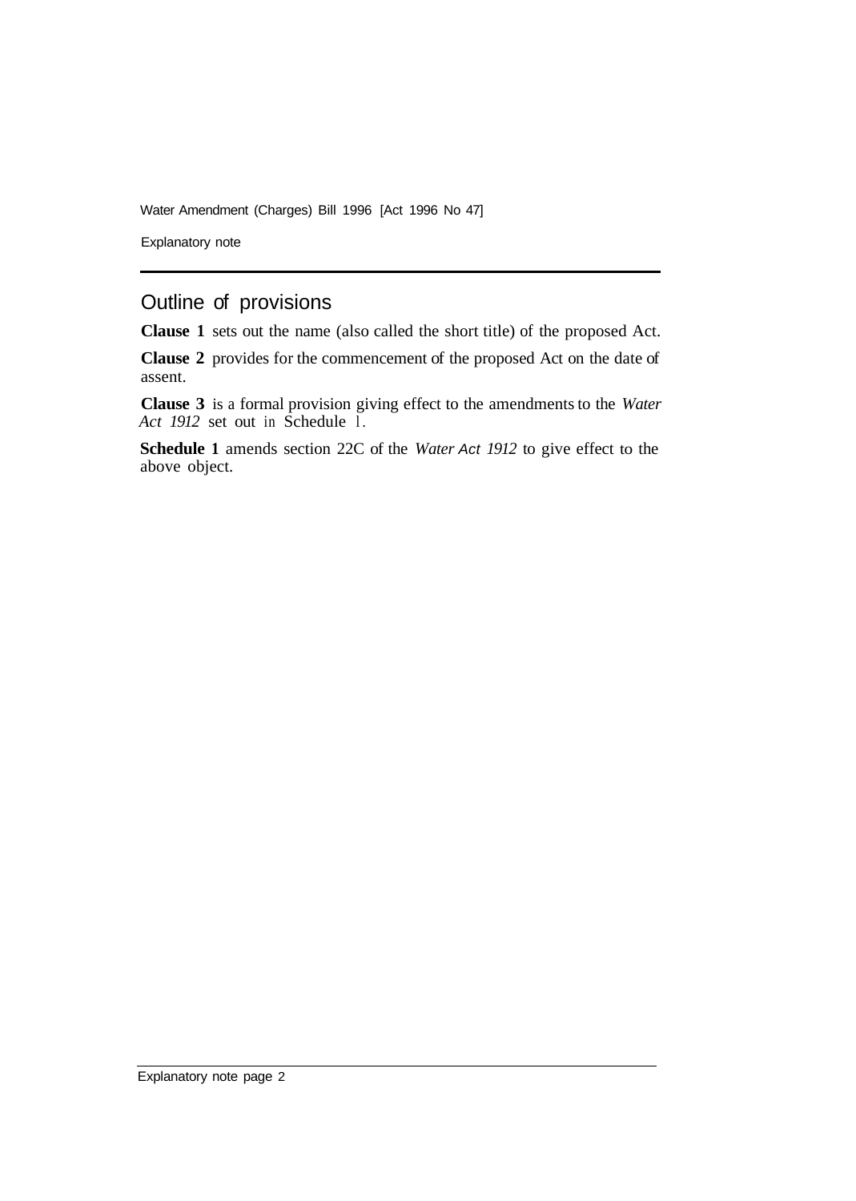## Outline of provisions

**Clause 1** sets out the name (also called the short title) of the proposed Act.

**Clause 2** provides for the commencement of the proposed Act on the date of assent.

**Clause 3** is a formal provision giving effect to the amendments to the *Water Act 1912* set out in Schedule 1.

**Schedule 1** amends section 22C of the *Water Act 1912* to give effect to the above object.